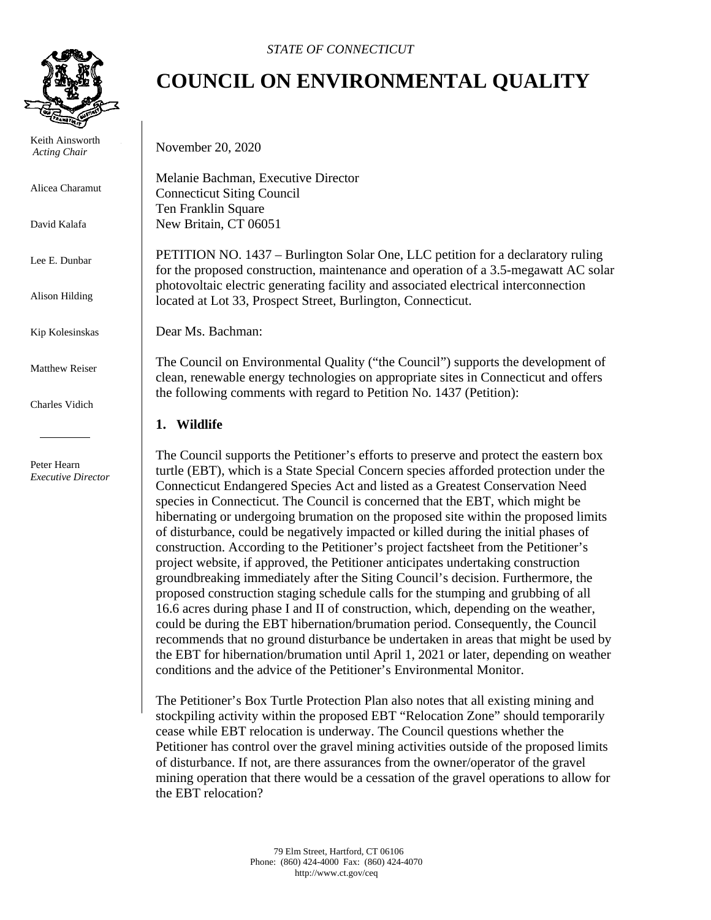*STATE OF CONNECTICUT*

# COUNCIL ON ENVIRONMENTAL QUALITY

Keith Ainsworth
*Acting Chair*

Alicea Charamut

David Kalafa

Lee E. Dunbar

Alison Hilding

Kip Kolesinskas

Matthew Reiser

Charles Vidich

Peter Hearn
*Executive Director*

November 20, 2020

Melanie Bachman, Executive Director
Connecticut Siting Council
Ten Franklin Square
New Britain, CT 06051

PETITION NO. 1437 – Burlington Solar One, LLC petition for a declaratory ruling for the proposed construction, maintenance and operation of a 3.5-megawatt AC solar photovoltaic electric generating facility and associated electrical interconnection located at Lot 33, Prospect Street, Burlington, Connecticut.

Dear Ms. Bachman:

The Council on Environmental Quality ("the Council") supports the development of clean, renewable energy technologies on appropriate sites in Connecticut and offers the following comments with regard to Petition No. 1437 (Petition):

## 1. Wildlife

The Council supports the Petitioner's efforts to preserve and protect the eastern box turtle (EBT), which is a State Special Concern species afforded protection under the Connecticut Endangered Species Act and listed as a Greatest Conservation Need species in Connecticut. The Council is concerned that the EBT, which might be hibernating or undergoing brumation on the proposed site within the proposed limits of disturbance, could be negatively impacted or killed during the initial phases of construction. According to the Petitioner's project factsheet from the Petitioner's project website, if approved, the Petitioner anticipates undertaking construction groundbreaking immediately after the Siting Council's decision. Furthermore, the proposed construction staging schedule calls for the stumping and grubbing of all 16.6 acres during phase I and II of construction, which, depending on the weather, could be during the EBT hibernation/brumation period. Consequently, the Council recommends that no ground disturbance be undertaken in areas that might be used by the EBT for hibernation/brumation until April 1, 2021 or later, depending on weather conditions and the advice of the Petitioner's Environmental Monitor.

The Petitioner's Box Turtle Protection Plan also notes that all existing mining and stockpiling activity within the proposed EBT "Relocation Zone" should temporarily cease while EBT relocation is underway. The Council questions whether the Petitioner has control over the gravel mining activities outside of the proposed limits of disturbance. If not, are there assurances from the owner/operator of the gravel mining operation that there would be a cessation of the gravel operations to allow for the EBT relocation?

79 Elm Street, Hartford, CT 06106
Phone: (860) 424-4000 Fax: (860) 424-4070
http://www.ct.gov/ceq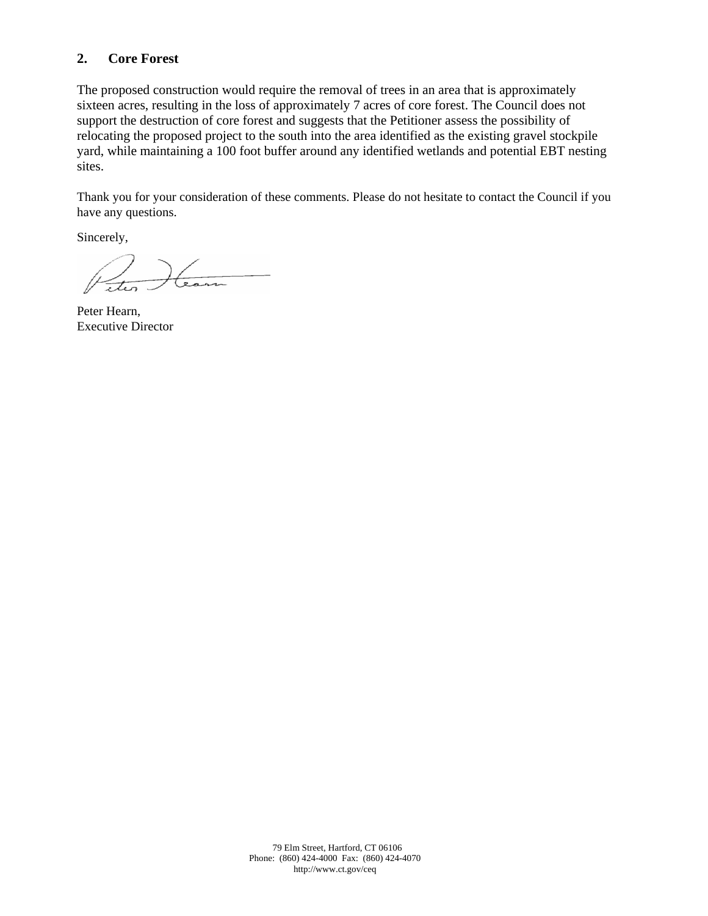## 2. Core Forest

The proposed construction would require the removal of trees in an area that is approximately sixteen acres, resulting in the loss of approximately 7 acres of core forest. The Council does not support the destruction of core forest and suggests that the Petitioner assess the possibility of relocating the proposed project to the south into the area identified as the existing gravel stockpile yard, while maintaining a 100 foot buffer around any identified wetlands and potential EBT nesting sites.

Thank you for your consideration of these comments. Please do not hesitate to contact the Council if you have any questions.

Sincerely,

Peter Hearn,
Executive Director

79 Elm Street, Hartford, CT 06106
Phone: (860) 424-4000 Fax: (860) 424-4070
http://www.ct.gov/ceq